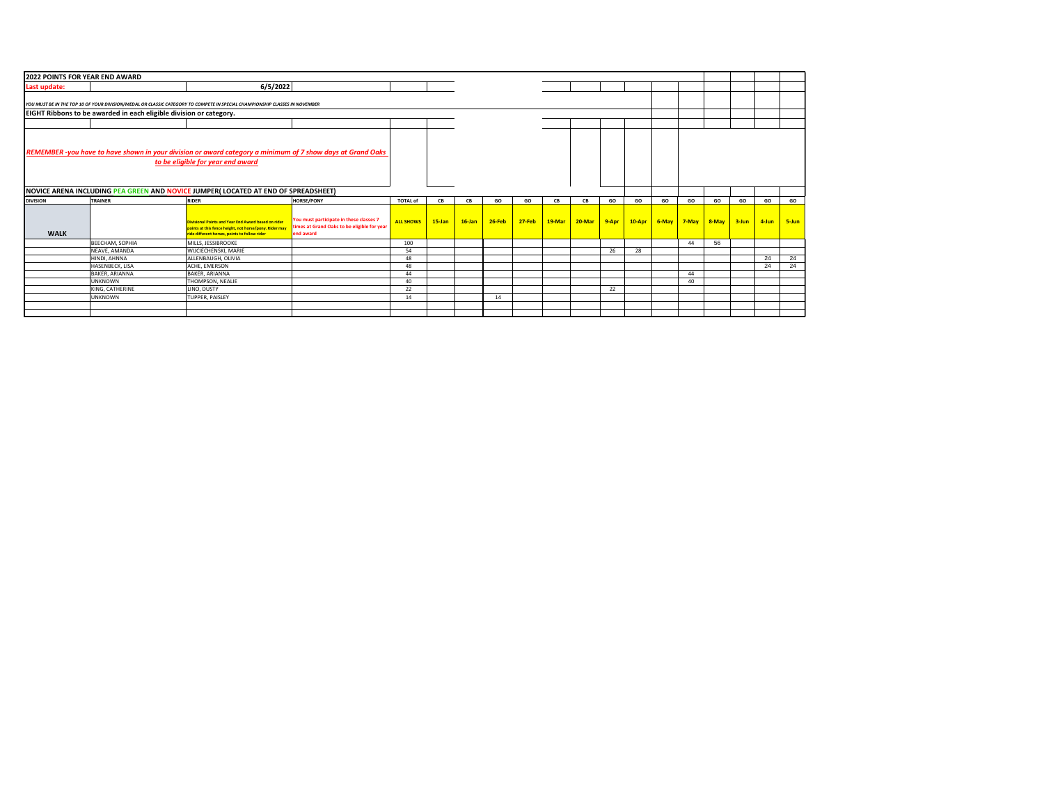**2022 POINTS FOR YEAR END AWARD**

**Last update:** 6/5/2022

*YOU MUST BE IN THE TOP 10 OF YOUR DIVISION/MEDAL OR CLASSIC CATEGORY TO COMPETE IN SPECIAL CHAMPIONSHIP CLASSES IN NOVEMBER*

**EIGHT Ribbons to be awarded in each eligible division or category.**

***REMEMBER -you have to have shown in your division or award category a minimum of 7 show days at Grand Oaks to be eligible for year end award***

**NOVICE ARENA INCLUDING PEA GREEN AND NOVICE JUMPER( LOCATED AT END OF SPREADSHEET)**

| DIVISION | TRAINER | RIDER | HORSE/PONY | TOTAL of | CB | CB | GO | GO | CB | CB | GO | GO | GO | GO | GO | GO | GO | GO |
|---|---|---|---|---|---|---|---|---|---|---|---|---|---|---|---|---|---|---|
| WALK | | Divisional Points and Year End Award based on rider points at this fence height, not horse/pony. Rider may ride different horses, points to follow rider | You must participate in these classes 7 times at Grand Oaks to be eligible for year end award | ALL SHOWS | 15-Jan | 16-Jan | 26-Feb | 27-Feb | 19-Mar | 20-Mar | 9-Apr | 10-Apr | 6-May | 7-May | 8-May | 3-Jun | 4-Jun | 5-Jun |
| | BEECHAM, SOPHIA | MILLS, JESSIBROOKE | | 100 | | | | | | | | | | 44 | 56 | | | |
| | NEAVE, AMANDA | WIJCIECHENSKI, MARIE | | 54 | | | | | | | 26 | 28 | | | | | | |
| | HINDI, AHNNA | ALLENBAUGH, OLIVIA | | 48 | | | | | | | | | | | | | 24 | 24 |
| | HASENBECK, LISA | ACHE, EMERSON | | 48 | | | | | | | | | | | | | 24 | 24 |
| | BAKER, ARIANNA | BAKER, ARIANNA | | 44 | | | | | | | | | | 44 | | | | |
| | UNKNOWN | THOMPSON, NEALIE | | 40 | | | | | | | | | | 40 | | | | |
| | KING, CATHERINE | LINO, DUSTY | | 22 | | | | | | | 22 | | | | | | | |
| | UNKNOWN | TUPPER, PAISLEY | | 14 | | | 14 | | | | | | | | | | | |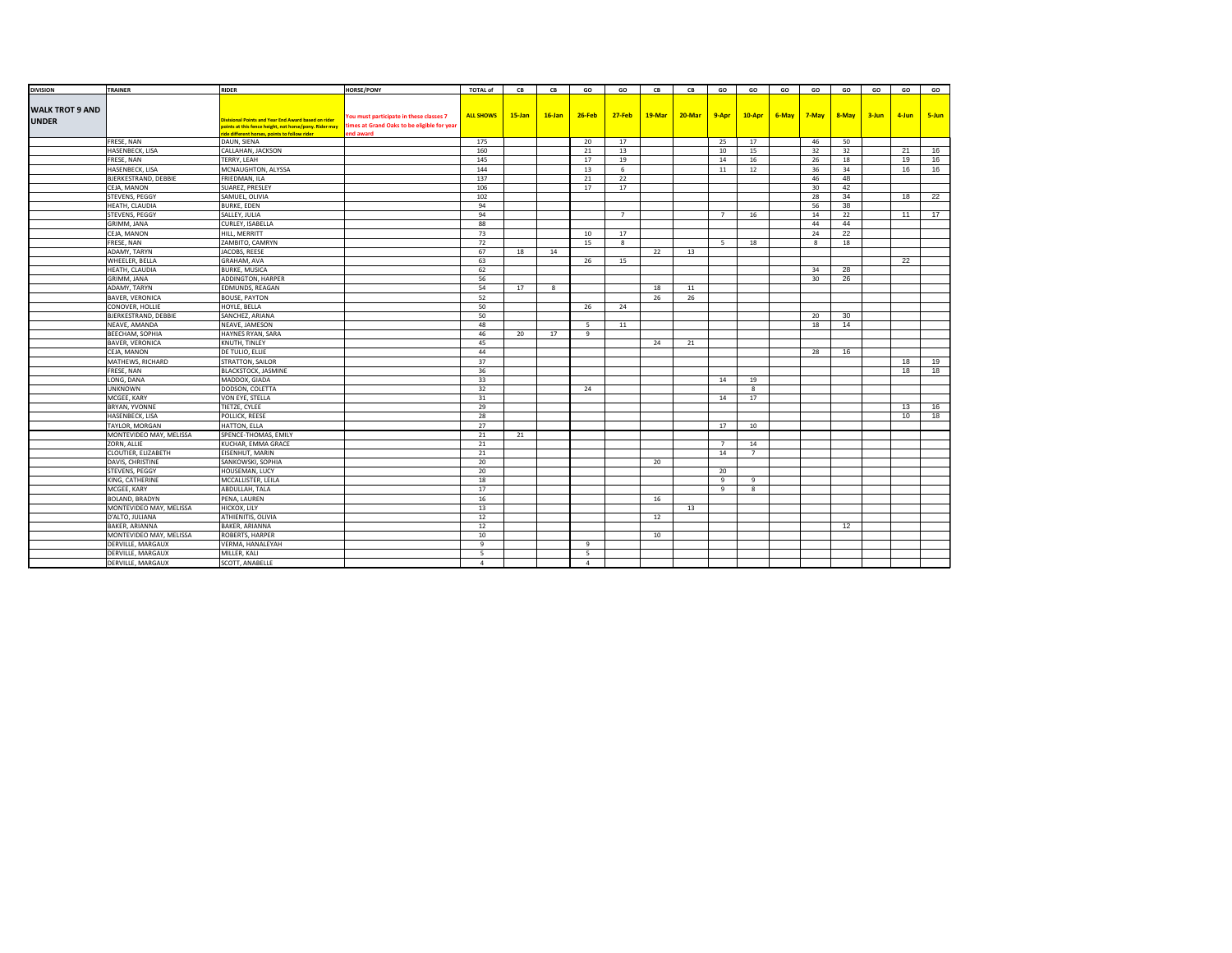| DIVISION | TRAINER | RIDER | HORSE/PONY | TOTAL of | CB | CB | GO | GO | CB | CB | GO | GO | GO | GO | GO | GO | GO | GO |
|---|---|---|---|---|---|---|---|---|---|---|---|---|---|---|---|---|---|---|
| WALK TROT 9 AND UNDER | | Divisional Points and Year End Award based on rider points at this fence height, not horse/pony. Rider may ride different horses, points to follow rider | You must participate in these classes 7 times at Grand Oaks to be eligible for year end award | ALL SHOWS | 15-Jan | 16-Jan | 26-Feb | 27-Feb | 19-Mar | 20-Mar | 9-Apr | 10-Apr | 6-May | 7-May | 8-May | 3-Jun | 4-Jun | 5-Jun |
| | FRESE, NAN | DAUN, SIENA | | 175 | | | 20 | 17 | | | 25 | 17 | | 46 | 50 | | | |
| | HASENBECK, LISA | CALLAHAN, JACKSON | | 160 | | | 21 | 13 | | | 10 | 15 | | 32 | 32 | | 21 | 16 |
| | FRESE, NAN | TERRY, LEAH | | 145 | | | 17 | 19 | | | 14 | 16 | | 26 | 18 | | 19 | 16 |
| | HASENBECK, LISA | MCNAUGHTON, ALYSSA | | 144 | | | 13 | 6 | | | 11 | 12 | | 36 | 34 | | 16 | 16 |
| | BJERKESTRAND, DEBBIE | FRIEDMAN, ILA | | 137 | | | 21 | 22 | | | | | | 46 | 48 | | | |
| | CEJA, MANON | SUAREZ, PRESLEY | | 106 | | | 17 | 17 | | | | | | 30 | 42 | | | |
| | STEVENS, PEGGY | SAMUEL, OLIVIA | | 102 | | | | | | | | | | 28 | 34 | | 18 | 22 |
| | HEATH, CLAUDIA | BURKE, EDEN | | 94 | | | | | | | | | | 56 | 38 | | | |
| | STEVENS, PEGGY | SALLEY, JULIA | | 94 | | | | 7 | | | 7 | 16 | | 14 | 22 | | 11 | 17 |
| | GRIMM, JANA | CURLEY, ISABELLA | | 88 | | | | | | | | | | 44 | 44 | | | |
| | CEJA, MANON | HILL, MERRITT | | 73 | | | 10 | 17 | | | | | | 24 | 22 | | | |
| | FRESE, NAN | ZAMBITO, CAMRYN | | 72 | | | 15 | 8 | | | 5 | 18 | | 8 | 18 | | | |
| | ADAMY, TARYN | JACOBS, REESE | | 67 | 18 | 14 | | | 22 | 13 | | | | | | | | |
| | WHEELER, BELLA | GRAHAM, AVA | | 63 | | | 26 | 15 | | | | | | | | | 22 | |
| | HEATH, CLAUDIA | BURKE, MUSICA | | 62 | | | | | | | | | | 34 | 28 | | | |
| | GRIMM, JANA | ADDINGTON, HARPER | | 56 | | | | | | | | | | 30 | 26 | | | |
| | ADAMY, TARYN | EDMUNDS, REAGAN | | 54 | 17 | 8 | | | 18 | 11 | | | | | | | | |
| | BAVER, VERONICA | BOUSE, PAYTON | | 52 | | | | | 26 | 26 | | | | | | | | |
| | CONOVER, HOLLIE | HOYLE, BELLA | | 50 | | | 26 | 24 | | | | | | | | | | |
| | BJERKESTRAND, DEBBIE | SANCHEZ, ARIANA | | 50 | | | | | | | | | | 20 | 30 | | | |
| | NEAVE, AMANDA | NEAVE, JAMESON | | 48 | | | 5 | 11 | | | | | | 18 | 14 | | | |
| | BEECHAM, SOPHIA | HAYNES RYAN, SARA | | 46 | 20 | 17 | 9 | | | | | | | | | | | |
| | BAVER, VERONICA | KNUTH, TINLEY | | 45 | | | | | 24 | 21 | | | | | | | | |
| | CEJA, MANON | DE TULIO, ELLIE | | 44 | | | | | | | | | | 28 | 16 | | | |
| | MATHEWS, RICHARD | STRATTON, SAILOR | | 37 | | | | | | | | | | | | | 18 | 19 |
| | FRESE, NAN | BLACKSTOCK, JASMINE | | 36 | | | | | | | | | | | | | 18 | 18 |
| | LONG, DANA | MADDOX, GIADA | | 33 | | | | | | | 14 | 19 | | | | | | |
| | UNKNOWN | DODSON, COLETTA | | 32 | | | 24 | | | | | 8 | | | | | | |
| | MCGEE, KARY | VON EYE, STELLA | | 31 | | | | | | | 14 | 17 | | | | | | |
| | BRYAN, YVONNE | TIETZE, CYLEE | | 29 | | | | | | | | | | | | | 13 | 16 |
| | HASENBECK, LISA | POLLICK, REESE | | 28 | | | | | | | | | | | | | 10 | 18 |
| | TAYLOR, MORGAN | HATTON, ELLA | | 27 | | | | | | | 17 | 10 | | | | | | |
| | MONTEVIDEO MAY, MELISSA | SPENCE-THOMAS, EMILY | | 21 | 21 | | | | | | | | | | | | | |
| | ZORN, ALLIE | KUCHAR, EMMA GRACE | | 21 | | | | | | | 7 | 14 | | | | | | |
| | CLOUTIER, ELIZABETH | EISENHUT, MARIN | | 21 | | | | | | | 14 | 7 | | | | | | |
| | DAVIS, CHRISTINE | SANKOWSKI, SOPHIA | | 20 | | | | | 20 | | | | | | | | | |
| | STEVENS, PEGGY | HOUSEMAN, LUCY | | 20 | | | | | | | 20 | | | | | | | |
| | KING, CATHERINE | MCCALLISTER, LEILA | | 18 | | | | | | | 9 | 9 | | | | | | |
| | MCGEE, KARY | ABDULLAH, TALA | | 17 | | | | | | | 9 | 8 | | | | | | |
| | BOLAND, BRADYN | PENA, LAUREN | | 16 | | | | | 16 | | | | | | | | | |
| | MONTEVIDEO MAY, MELISSA | HICKOX, LILY | | 13 | | | | | | 13 | | | | | | | | |
| | D'ALTO, JULIANA | ATHIENITIS, OLIVIA | | 12 | | | | | 12 | | | | | | | | | |
| | BAKER, ARIANNA | BAKER, ARIANNA | | 12 | | | | | | | | | | | 12 | | | |
| | MONTEVIDEO MAY, MELISSA | ROBERTS, HARPER | | 10 | | | | | 10 | | | | | | | | | |
| | DERVILLE, MARGAUX | VERMA, HANALEYAH | | 9 | | | 9 | | | | | | | | | | | |
| | DERVILLE, MARGAUX | MILLER, KALI | | 5 | | | 5 | | | | | | | | | | | |
| | DERVILLE, MARGAUX | SCOTT, ANABELLE | | 4 | | | 4 | | | | | | | | | | | |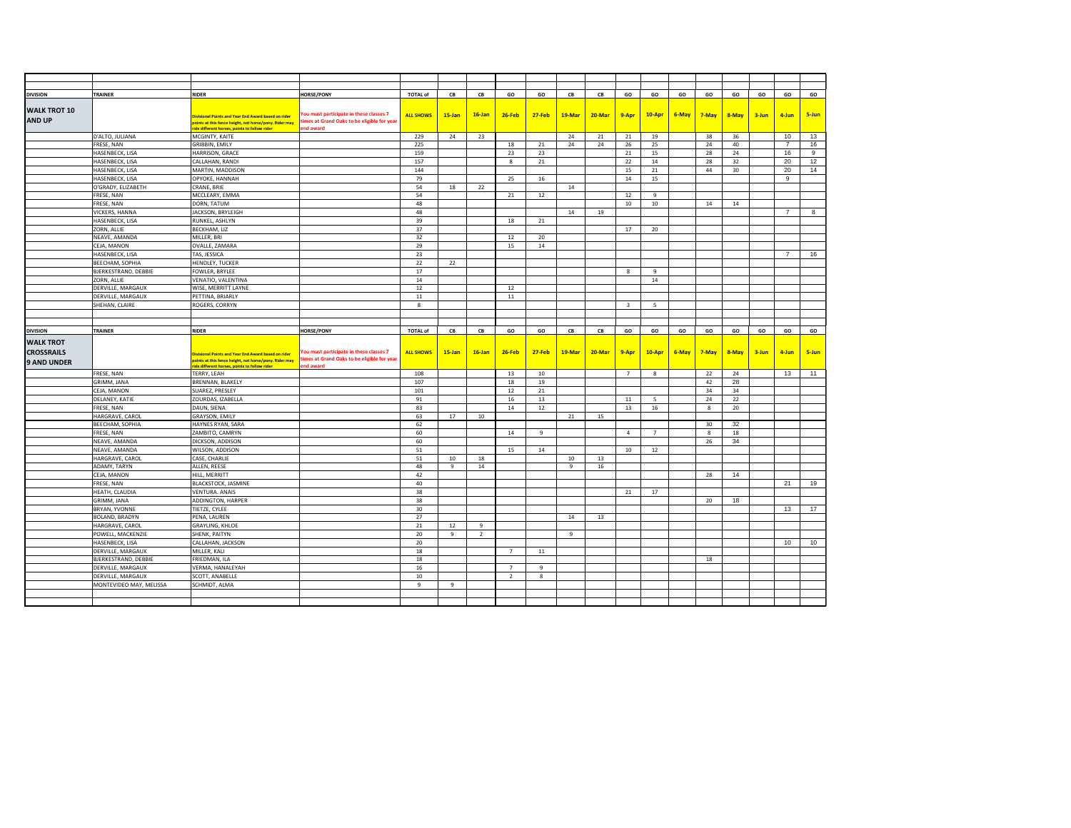| DIVISION | TRAINER | RIDER | HORSE/PONY | TOTAL of | CB | CB | GO | GO | CB | CB | GO | GO | GO | GO | GO | GO | GO | GO |
|---|---|---|---|---|---|---|---|---|---|---|---|---|---|---|---|---|---|---|
| **WALK TROT 10 AND UP** | | Divisional Points and Year End Award based on rider points at this fence height, not horse/pony. Rider may ride different horses, points to follow rider | You must participate in these classes 7 times at Grand Oaks to be eligible for year end award | ALL SHOWS | 15-Jan | 16-Jan | 26-Feb | 27-Feb | 19-Mar | 20-Mar | 9-Apr | 10-Apr | 6-May | 7-May | 8-May | 3-Jun | 4-Jun | 5-Jun |
| | D'ALTO, JULIANA | MCGINTY, KAITE | | 229 | 24 | 23 | | | 24 | 21 | 21 | 19 | | 38 | 36 | | 10 | 13 |
| | FRESE, NAN | GRIBBIN, EMILY | | 225 | | | 18 | 21 | 24 | 24 | 26 | 25 | | 24 | 40 | | 7 | 16 |
| | HASENBECK, LISA | HARRISON, GRACE | | 159 | | | 23 | 23 | | | 21 | 15 | | 28 | 24 | | 16 | 9 |
| | HASENBECK, LISA | CALLAHAN, RANDI | | 157 | | | 8 | 21 | | | 22 | 14 | | 28 | 32 | | 20 | 12 |
| | HASENBECK, LISA | MARTIN, MADDISON | | 144 | | | | | | | 15 | 21 | | 44 | 30 | | 20 | 14 |
| | HASENBECK, LISA | OPYOKE, HANNAH | | 79 | | | 25 | 16 | | | 14 | 15 | | | | | 9 | |
| | O'GRADY, ELIZABETH | CRANE, BRIE | | 54 | 18 | 22 | | | 14 | | | | | | | | | |
| | FRESE, NAN | MCCLEARY, EMMA | | 54 | | | 21 | 12 | | | 12 | 9 | | | | | | |
| | FRESE, NAN | DORN, TATUM | | 48 | | | | | | | 10 | 10 | | 14 | 14 | | | |
| | VICKERS, HANNA | JACKSON, BRYLEIGH | | 48 | | | | | 14 | 19 | | | | | | | 7 | 8 |
| | HASENBECK, LISA | RUNKEL, ASHLYN | | 39 | | | 18 | 21 | | | | | | | | | | |
| | ZORN, ALLIE | BECKHAM, LIZ | | 37 | | | | | | | 17 | 20 | | | | | | |
| | NEAVE, AMANDA | MILLER, BRI | | 32 | | | 12 | 20 | | | | | | | | | | |
| | CEJA, MANON | OVALLE, ZAMARA | | 29 | | | 15 | 14 | | | | | | | | | | |
| | HASENBECK, LISA | TAS, JESSICA | | 23 | | | | | | | | | | | | | 7 | 16 |
| | BEECHAM, SOPHIA | HENDLEY, TUCKER | | 22 | 22 | | | | | | | | | | | | | |
| | BJERKESTRAND, DEBBIE | FOWLER, BRYLEE | | 17 | | | | | | | 8 | 9 | | | | | | |
| | ZORN, ALLIE | VENATIO, VALENTINA | | 14 | | | | | | | | 14 | | | | | | |
| | DERVILLE, MARGAUX | WISE, MERRITT LAYNE | | 12 | | | 12 | | | | | | | | | | | |
| | DERVILLE, MARGAUX | PETTINA, BRIARLY | | 11 | | | 11 | | | | | | | | | | | |
| | SHEHAN, CLAIRE | ROGERS, CORRYN | | 8 | | | | | | | 3 | 5 | | | | | | |

| DIVISION | TRAINER | RIDER | HORSE/PONY | TOTAL of | CB | CB | GO | GO | CB | CB | GO | GO | GO | GO | GO | GO | GO | GO |
|---|---|---|---|---|---|---|---|---|---|---|---|---|---|---|---|---|---|---|
| **WALK TROT CROSSRAILS 9 AND UNDER** | | Divisional Points and Year End Award based on rider points at this fence height, not horse/pony. Rider may ride different horses, points to follow rider | You must participate in these classes 7 times at Grand Oaks to be eligible for year end award | ALL SHOWS | 15-Jan | 16-Jan | 26-Feb | 27-Feb | 19-Mar | 20-Mar | 9-Apr | 10-Apr | 6-May | 7-May | 8-May | 3-Jun | 4-Jun | 5-Jun |
| | FRESE, NAN | TERRY, LEAH | | 108 | | | 13 | 10 | | | 7 | 8 | | 22 | 24 | | 13 | 11 |
| | GRIMM, JANA | BRENNAN, BLAKELY | | 107 | | | 18 | 19 | | | | | | 42 | 28 | | | |
| | CEJA, MANON | SUAREZ, PRESLEY | | 101 | | | 12 | 21 | | | | | | 34 | 34 | | | |
| | DELANEY, KATIE | ZOURDAS, IZABELLA | | 91 | | | 16 | 13 | | | 11 | 5 | | 24 | 22 | | | |
| | FRESE, NAN | DAUN, SIENA | | 83 | | | 14 | 12 | | | 13 | 16 | | 8 | 20 | | | |
| | HARGRAVE, CAROL | GRAYSON, EMILY | | 63 | 17 | 10 | | | 21 | 15 | | | | | | | | |
| | BEECHAM, SOPHIA | HAYNES RYAN, SARA | | 62 | | | | | | | | | | 30 | 32 | | | |
| | FRESE, NAN | ZAMBITO, CAMRYN | | 60 | | | 14 | 9 | | | 4 | 7 | | 8 | 18 | | | |
| | NEAVE, AMANDA | DICKSON, ADDISON | | 60 | | | | | | | | | | 26 | 34 | | | |
| | NEAVE, AMANDA | WILSON, ADDISON | | 51 | | | 15 | 14 | | | 10 | 12 | | | | | | |
| | HARGRAVE, CAROL | CASE, CHARLIE | | 51 | 10 | 18 | | | 10 | 13 | | | | | | | | |
| | ADAMY, TARYN | ALLEN, REESE | | 48 | 9 | 14 | | | 9 | 16 | | | | | | | | |
| | CEJA, MANON | HILL, MERRITT | | 42 | | | | | | | | | | 28 | 14 | | | |
| | FRESE, NAN | BLACKSTOCK, JASMINE | | 40 | | | | | | | | | | | | | 21 | 19 |
| | HEATH, CLAUDIA | VENTURA. ANAIS | | 38 | | | | | | | 21 | 17 | | | | | | |
| | GRIMM, JANA | ADDINGTON, HARPER | | 38 | | | | | | | | | | 20 | 18 | | | |
| | BRYAN, YVONNE | TIETZE, CYLEE | | 30 | | | | | | | | | | | | | 13 | 17 |
| | BOLAND, BRADYN | PENA, LAUREN | | 27 | | | | | 14 | 13 | | | | | | | | |
| | HARGRAVE, CAROL | GRAYLING, KHLOE | | 21 | 12 | 9 | | | | | | | | | | | | |
| | POWELL, MACKENZIE | SHENK, PAITYN | | 20 | 9 | 2 | | | 9 | | | | | | | | | |
| | HASENBECK, LISA | CALLAHAN, JACKSON | | 20 | | | | | | | | | | | | | 10 | 10 |
| | DERVILLE, MARGAUX | MILLER, KALI | | 18 | | | 7 | 11 | | | | | | | | | | |
| | BJERKESTRAND, DEBBIE | FRIEDMAN, ILA | | 18 | | | | | | | | | | 18 | | | | |
| | DERVILLE, MARGAUX | VERMA, HANALEYAH | | 16 | | | 7 | 9 | | | | | | | | | | |
| | DERVILLE, MARGAUX | SCOTT, ANABELLE | | 10 | | | 2 | 8 | | | | | | | | | | |
| | MONTEVIDEO MAY, MELISSA | SCHMIDT, ALMA | | 9 | 9 | | | | | | | | | | | | | |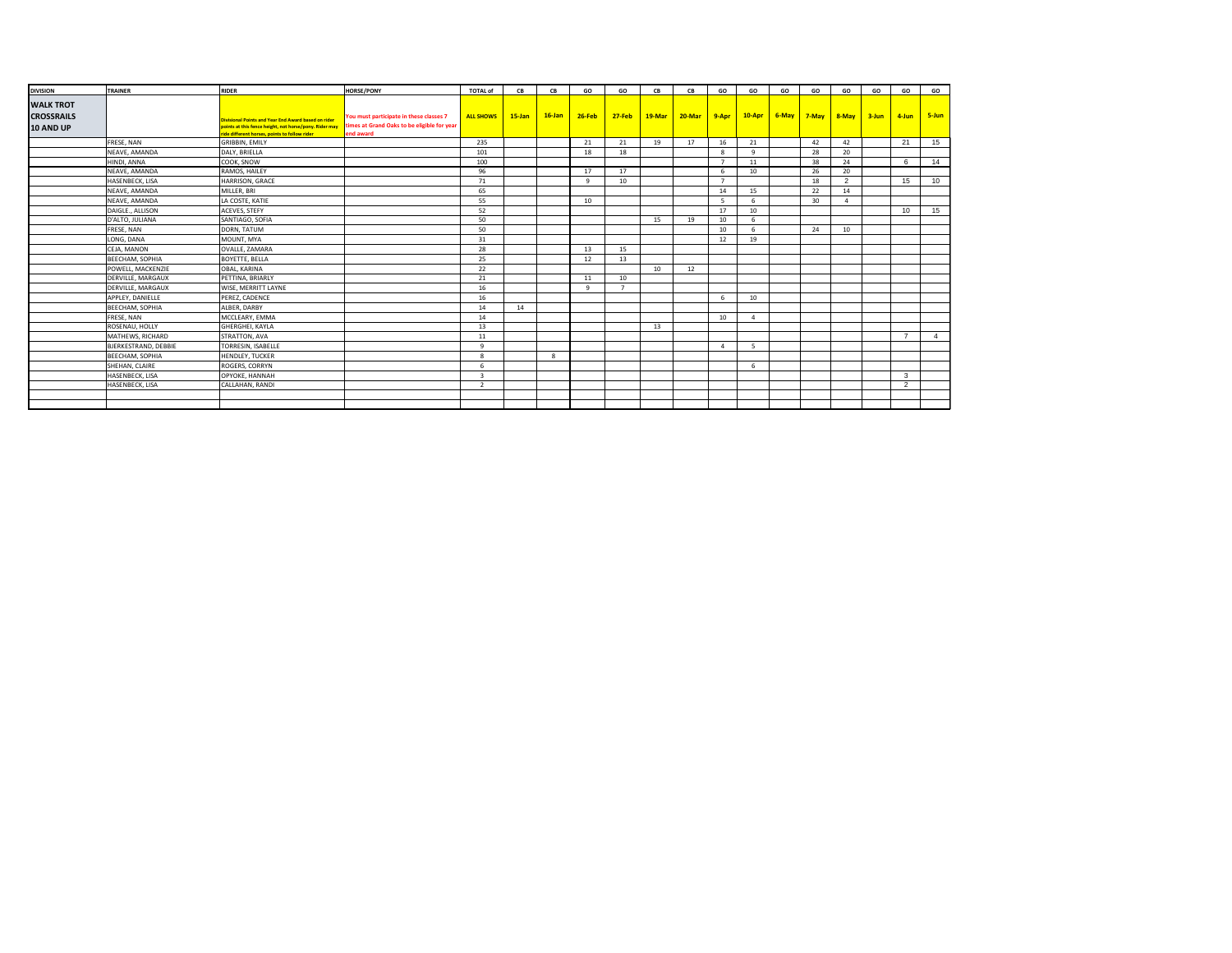| DIVISION | TRAINER | RIDER | HORSE/PONY | TOTAL of | CB | CB | GO | GO | CB | CB | GO | GO | GO | GO | GO | GO | GO | GO |
|---|---|---|---|---|---|---|---|---|---|---|---|---|---|---|---|---|---|---|
| **WALK TROT CROSSRAILS 10 AND UP** | | Divisional Points and Year End Award based on rider points at this fence height, not horse/pony. Rider may ride different horses, points to follow rider | You must participate in these classes 7 times at Grand Oaks to be eligible for year end award | ALL SHOWS | 15-Jan | 16-Jan | 26-Feb | 27-Feb | 19-Mar | 20-Mar | 9-Apr | 10-Apr | 6-May | 7-May | 8-May | 3-Jun | 4-Jun | 5-Jun |
| | FRESE, NAN | GRIBBIN, EMILY | | 235 | | | 21 | 21 | 19 | 17 | 16 | 21 | | 42 | 42 | | 21 | 15 |
| | NEAVE, AMANDA | DALY, BRIELLA | | 101 | | | 18 | 18 | | | 8 | 9 | | 28 | 20 | | | |
| | HINDI, ANNA | COOK, SNOW | | 100 | | | | | | | 7 | 11 | | 38 | 24 | | 6 | 14 |
| | NEAVE, AMANDA | RAMOS, HAILEY | | 96 | | | 17 | 17 | | | 6 | 10 | | 26 | 20 | | | |
| | HASENBECK, LISA | HARRISON, GRACE | | 71 | | | 9 | 10 | | | 7 | | | 18 | 2 | | 15 | 10 |
| | NEAVE, AMANDA | MILLER, BRI | | 65 | | | | | | | 14 | 15 | | 22 | 14 | | | |
| | NEAVE, AMANDA | LA COSTE, KATIE | | 55 | | | 10 | | | | 5 | 6 | | 30 | 4 | | | |
| | DAIGLE., ALLISON | ACEVES, STEFY | | 52 | | | | | | | 17 | 10 | | | | | 10 | 15 |
| | D'ALTO, JULIANA | SANTIAGO, SOFIA | | 50 | | | | | 15 | 19 | 10 | 6 | | | | | | |
| | FRESE, NAN | DORN, TATUM | | 50 | | | | | | | 10 | 6 | | 24 | 10 | | | |
| | LONG, DANA | MOUNT, MYA | | 31 | | | | | | | 12 | 19 | | | | | | |
| | CEJA, MANON | OVALLE, ZAMARA | | 28 | | | 13 | 15 | | | | | | | | | | |
| | BEECHAM, SOPHIA | BOYETTE, BELLA | | 25 | | | 12 | 13 | | | | | | | | | | |
| | POWELL, MACKENZIE | OBAL, KARINA | | 22 | | | | | 10 | 12 | | | | | | | | |
| | DERVILLE, MARGAUX | PETTINA, BRIARLY | | 21 | | | 11 | 10 | | | | | | | | | | |
| | DERVILLE, MARGAUX | WISE, MERRITT LAYNE | | 16 | | | 9 | 7 | | | | | | | | | | |
| | APPLEY, DANIELLE | PEREZ, CADENCE | | 16 | | | | | | | 6 | 10 | | | | | | |
| | BEECHAM, SOPHIA | ALBER, DARBY | | 14 | 14 | | | | | | | | | | | | | |
| | FRESE, NAN | MCCLEARY, EMMA | | 14 | | | | | | | 10 | 4 | | | | | | |
| | ROSENAU, HOLLY | GHERGHEI, KAYLA | | 13 | | | | | 13 | | | | | | | | | |
| | MATHEWS, RICHARD | STRATTON, AVA | | 11 | | | | | | | | | | | | | 7 | 4 |
| | BJERKESTRAND, DEBBIE | TORRESIN, ISABELLE | | 9 | | | | | | | 4 | 5 | | | | | | |
| | BEECHAM, SOPHIA | HENDLEY, TUCKER | | 8 | | 8 | | | | | | | | | | | | |
| | SHEHAN, CLAIRE | ROGERS, CORRYN | | 6 | | | | | | | | 6 | | | | | | |
| | HASENBECK, LISA | OPYOKE, HANNAH | | 3 | | | | | | | | | | | | | 3 | |
| | HASENBECK, LISA | CALLAHAN, RANDI | | 2 | | | | | | | | | | | | | 2 | |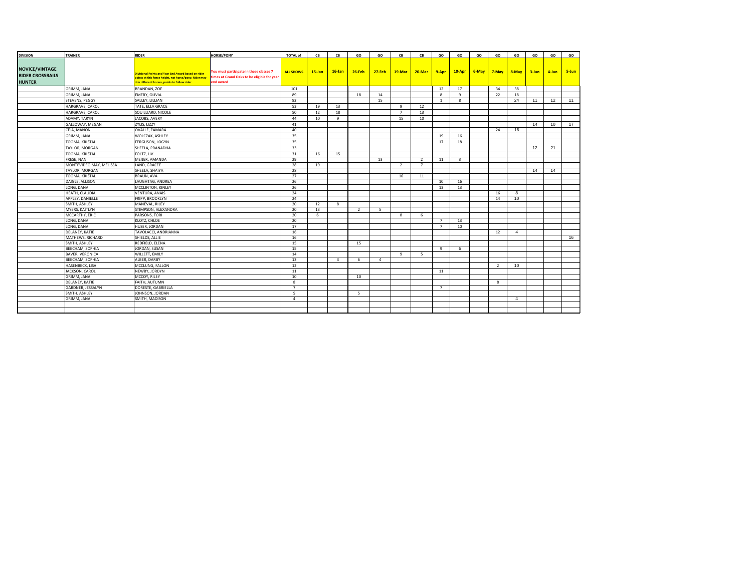| DIVISION | TRAINER | RIDER | HORSE/PONY | TOTAL of | CB | CB | GO | GO | CB | CB | GO | GO | GO | GO | GO | GO | GO | GO |
|---|---|---|---|---|---|---|---|---|---|---|---|---|---|---|---|---|---|---|
| NOVICE/VINTAGE RIDER CROSSRAILS HUNTER | | Divisional Points and Year End Award based on rider points at this fence height, not horse/pony. Rider may ride different horses, points to follow rider | You must participate in these classes 7 times at Grand Oaks to be eligible for year end award | ALL SHOWS | 15-Jan | 16-Jan | 26-Feb | 27-Feb | 19-Mar | 20-Mar | 9-Apr | 10-Apr | 6-May | 7-May | 8-May | 3-Jun | 4-Jun | 5-Jun |
| | GRIMM, JANA | BRANDAN, ZOE | | 101 | | | | | | | 12 | 17 | | 34 | 38 | | | |
| | GRIMM, JANA | EMERY, OLIVIA | | 89 | | | 18 | 14 | | | 8 | 9 | | 22 | 18 | | | |
| | STEVENS, PEGGY | SALLEY, LILLIAN | | 82 | | | | 15 | | | 1 | 8 | | | 24 | 11 | 12 | 11 |
| | HARGRAVE, CAROL | TATE, ELLA GRACE | | 53 | 19 | 13 | | | 9 | 12 | | | | | | | | |
| | HARGRAVE, CAROL | SOUILLIARD, NICOLE | | 50 | 12 | 18 | | | 7 | 13 | | | | | | | | |
| | ADAMY, TARYN | JACOBS, AVERY | | 44 | 10 | 9 | | | 15 | 10 | | | | | | | | |
| | GALLOWAY, MEGAN | ZYLIS, LIZZY | | 41 | | | | | | | | | | | | 14 | 10 | 17 |
| | CEJA, MANON | OVALLE, ZAMARA | | 40 | | | | | | | | | | 24 | 16 | | | |
| | GRIMM, JANA | WOLCZAK, ASHLEY | | 35 | | | | | | | 19 | 16 | | | | | | |
| | TOOMA, KRISTAL | FERGUSON, LOGYN | | 35 | | | | | | | 17 | 18 | | | | | | |
| | TAYLOR, MORGAN | SHEELA, PRANADHA | | 33 | | | | | | | | | | | | 12 | 21 | |
| | TOOMA, KRISTAL | FOLTZ, LIV | | 31 | 16 | 15 | | | | | | | | | | | | |
| | FRESE, NAN | MEIJER, AMANDA | | 29 | | | | 13 | | 2 | 11 | 3 | | | | | | |
| | MONTEVIDEO MAY, MELISSA | LAND, GRACEE | | 28 | 19 | | | | 2 | 7 | | | | | | | | |
| | TAYLOR, MORGAN | SHEELA, SHAIYA | | 28 | | | | | | | | | | | | 14 | 14 | |
| | TOOMA, KRISTAL | BRAUN, AVA | | 27 | | | | | 16 | 11 | | | | | | | | |
| | DAIGLE, ALLISON | LAUGHTAG, ANDREA | | 26 | | | | | | | 10 | 16 | | | | | | |
| | LONG, DANA | MCCLINTON, KINLEY | | 26 | | | | | | | 13 | 13 | | | | | | |
| | HEATH, CLAUDIA | VENTURA, ANAIS | | 24 | | | | | | | | | | 16 | 8 | | | |
| | APPLEY, DANIELLE | FRIPP, BROOKLYN | | 24 | | | | | | | | | | 14 | 10 | | | |
| | SMITH, ASHLEY | MANEVAL, RILEY | | 20 | 12 | 8 | | | | | | | | | | | | |
| | MYERS, KAITLYN | STIMPSON, ALEXANDRA | | 20 | 13 | | 2 | 5 | | | | | | | | | | |
| | MCCARTHY, ERIC | PARSONS, TORI | | 20 | 6 | | | | 8 | 6 | | | | | | | | |
| | LONG, DANA | KLOTZ, CHLOE | | 20 | | | | | | | 7 | 13 | | | | | | |
| | LONG, DANA | HUSER, JORDAN | | 17 | | | | | | | 7 | 10 | | | | | | |
| | DELANEY, KATIE | TAVOLACCI, ANDRIANNA | | 16 | | | | | | | | | | 12 | 4 | | | |
| | MATHEWS, RICHARD | SHIELDS, ALLIE | | 16 | | | | | | | | | | | | | | 16 |
| | SMITH, ASHLEY | REDFIELD, ELENA | | 15 | | | 15 | | | | | | | | | | | |
| | BEECHAM, SOPHIA | JORDAN, SUSAN | | 15 | | | | | | | 9 | 6 | | | | | | |
| | BAVER, VERONICA | WILLETT, EMILY | | 14 | | | | | 9 | 5 | | | | | | | | |
| | BEECHAM, SOPHIA | ALBER, DARBY | | 13 | | 3 | 6 | 4 | | | | | | | | | | |
| | HASENBECK, LISA | MCCLUNG, FALLON | | 12 | | | | | | | | | | 2 | 10 | | | |
| | JACKSON, CAROL | NEWBY, JORDYN | | 11 | | | | | | | 11 | | | | | | | |
| | GRIMM, JANA | MCCOY, RILEY | | 10 | | | 10 | | | | | | | | | | | |
| | DELANEY, KATIE | FAITH, AUTUMN | | 8 | | | | | | | | | | 8 | | | | |
| | GARDNER, JESSALYN | DORESTE, GABRIELLA | | 7 | | | | | | | 7 | | | | | | | |
| | SMITH, ASHLEY | JOHNSON, JORDAN | | 5 | | | 5 | | | | | | | | | | | |
| | GRIMM, JANA | SMITH, MADISON | | 4 | | | | | | | | | | | 4 | | | |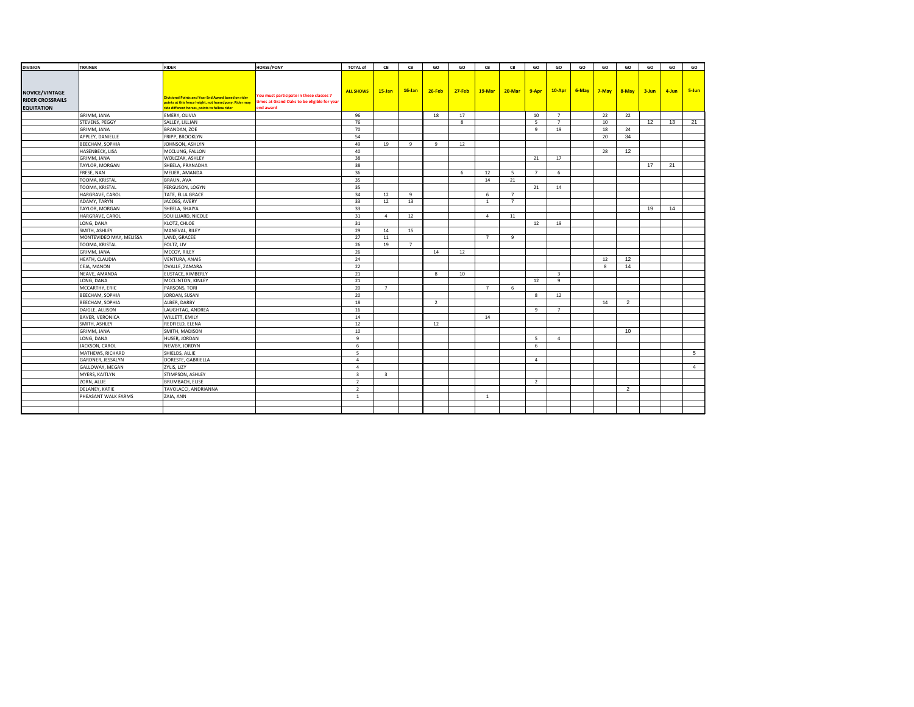| DIVISION | TRAINER | RIDER | HORSE/PONY | TOTAL of | CB | CB | GO | GO | CB | CB | GO | GO | GO | GO | GO | GO | GO | GO |
|---|---|---|---|---|---|---|---|---|---|---|---|---|---|---|---|---|---|---|
| NOVICE/VINTAGE RIDER CROSSRAILS EQUITATION | | Divisional Points and Year End Award based on rider points at this fence height, not horse/pony. Rider may ride different horses, points to follow rider | You must participate in these classes 7 times at Grand Oaks to be eligible for year end award | ALL SHOWS | 15-Jan | 16-Jan | 26-Feb | 27-Feb | 19-Mar | 20-Mar | 9-Apr | 10-Apr | 6-May | 7-May | 8-May | 3-Jun | 4-Jun | 5-Jun |
| | GRIMM, JANA | EMERY, OLIVIA | | 96 | | | 18 | 17 | | | 10 | 7 | | 22 | 22 | | | |
| | STEVENS, PEGGY | SALLEY, LILLIAN | | 76 | | | | 8 | | | 5 | 7 | | 10 | | 12 | 13 | 21 |
| | GRIMM, JANA | BRANDAN, ZOE | | 70 | | | | | | | 9 | 19 | | 18 | 24 | | | |
| | APPLEY, DANIELLE | FRIPP, BROOKLYN | | 54 | | | | | | | | | | 20 | 34 | | | |
| | BEECHAM, SOPHIA | JOHNSON, ASHLYN | | 49 | 19 | 9 | 9 | 12 | | | | | | | | | | |
| | HASENBECK, LISA | MCCLUNG, FALLON | | 40 | | | | | | | | | | 28 | 12 | | | |
| | GRIMM, JANA | WOLCZAK, ASHLEY | | 38 | | | | | | | 21 | 17 | | | | | | |
| | TAYLOR, MORGAN | SHEELA, PRANADHA | | 38 | | | | | | | | | | | | 17 | 21 | |
| | FRESE, NAN | MEIJER, AMANDA | | 36 | | | | 6 | 12 | 5 | 7 | 6 | | | | | | |
| | TOOMA, KRISTAL | BRAUN, AVA | | 35 | | | | | 14 | 21 | | | | | | | | |
| | TOOMA, KRISTAL | FERGUSON, LOGYN | | 35 | | | | | | | 21 | 14 | | | | | | |
| | HARGRAVE, CAROL | TATE, ELLA GRACE | | 34 | 12 | 9 | | | 6 | 7 | | | | | | | | |
| | ADAMY, TARYN | JACOBS, AVERY | | 33 | 12 | 13 | | | 1 | 7 | | | | | | | | |
| | TAYLOR, MORGAN | SHEELA, SHAIYA | | 33 | | | | | | | | | | | | 19 | 14 | |
| | HARGRAVE, CAROL | SOUILLIARD, NICOLE | | 31 | 4 | 12 | | | 4 | 11 | | | | | | | | |
| | LONG, DANA | KLOTZ, CHLOE | | 31 | | | | | | | 12 | 19 | | | | | | |
| | SMITH, ASHLEY | MANEVAL, RILEY | | 29 | 14 | 15 | | | | | | | | | | | | |
| | MONTEVIDEO MAY, MELISSA | LAND, GRACEE | | 27 | 11 | | | | 7 | 9 | | | | | | | | |
| | TOOMA, KRISTAL | FOLTZ, LIV | | 26 | 19 | 7 | | | | | | | | | | | | |
| | GRIMM, JANA | MCCOY, RILEY | | 26 | | | 14 | 12 | | | | | | | | | | |
| | HEATH, CLAUDIA | VENTURA, ANAIS | | 24 | | | | | | | | | | 12 | 12 | | | |
| | CEJA, MANON | OVALLE, ZAMARA | | 22 | | | | | | | | | | 8 | 14 | | | |
| | NEAVE, AMANDA | EUSTACE, KIMBERLY | | 21 | | | 8 | 10 | | | | 3 | | | | | | |
| | LONG, DANA | MCCLINTON, KINLEY | | 21 | | | | | | | 12 | 9 | | | | | | |
| | MCCARTHY, ERIC | PARSONS, TORI | | 20 | 7 | | | | 7 | 6 | | | | | | | | |
| | BEECHAM, SOPHIA | JORDAN, SUSAN | | 20 | | | | | | | 8 | 12 | | | | | | |
| | BEECHAM, SOPHIA | ALBER, DARBY | | 18 | | | 2 | | | | | | | 14 | 2 | | | |
| | DAIGLE, ALLISON | LAUGHTAG, ANDREA | | 16 | | | | | | | 9 | 7 | | | | | | |
| | BAVER, VERONICA | WILLETT, EMILY | | 14 | | | | | 14 | | | | | | | | | |
| | SMITH, ASHLEY | REDFIELD, ELENA | | 12 | | | 12 | | | | | | | | | | | |
| | GRIMM, JANA | SMITH, MADISON | | 10 | | | | | | | | | | | 10 | | | |
| | LONG, DANA | HUSER, JORDAN | | 9 | | | | | | | 5 | 4 | | | | | | |
| | JACKSON, CAROL | NEWBY, JORDYN | | 6 | | | | | | | 6 | | | | | | | |
| | MATHEWS, RICHARD | SHIELDS, ALLIE | | 5 | | | | | | | | | | | | | | 5 |
| | GARDNER, JESSALYN | DORESTE, GABRIELLA | | 4 | | | | | | | 4 | | | | | | | |
| | GALLOWAY, MEGAN | ZYLIS, LIZY | | 4 | | | | | | | | | | | | | | 4 |
| | MYERS, KAITLYN | STIMPSON, ASHLEY | | 3 | 3 | | | | | | | | | | | | | |
| | ZORN, ALLIE | BRUMBACH, ELISE | | 2 | | | | | | | 2 | | | | | | | |
| | DELANEY, KATIE | TAVOLACCI, ANDRIANNA | | 2 | | | | | | | | | | | 2 | | | |
| | PHEASANT WALK FARMS | ZAIA, ANN | | 1 | | | | | 1 | | | | | | | | | |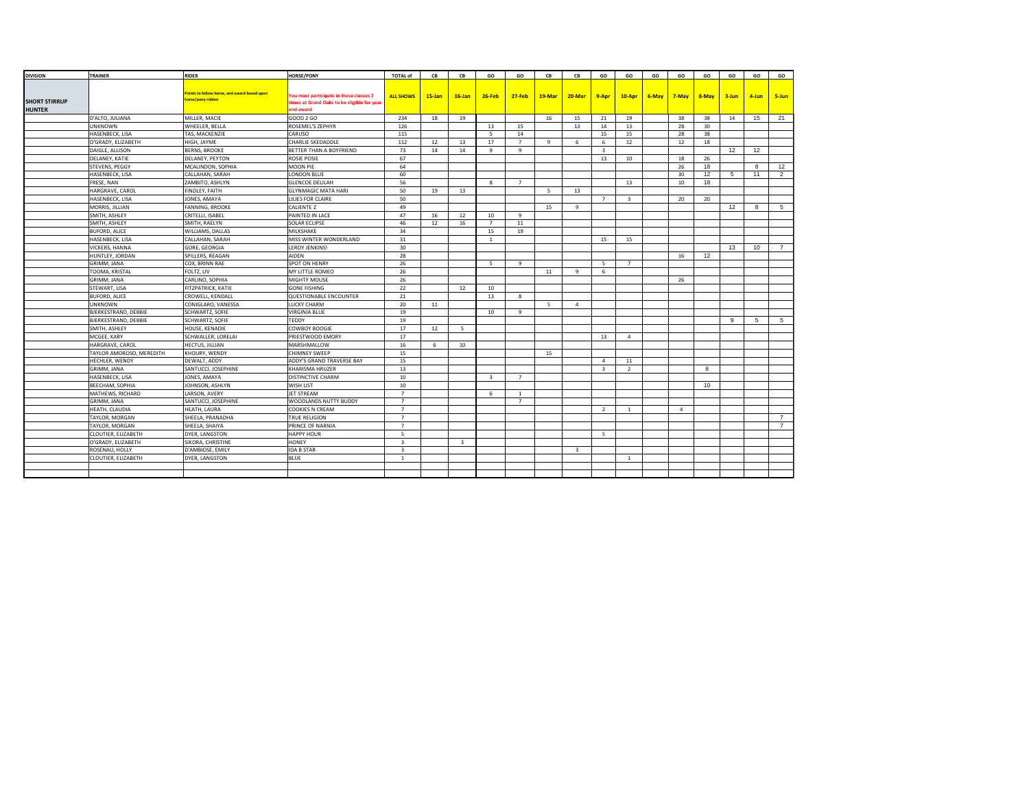| DIVISION | TRAINER | RIDER | HORSE/PONY | TOTAL of | CB | CB | GO | GO | CB | CB | GO | GO | GO | GO | GO | GO | GO | GO |
|---|---|---|---|---|---|---|---|---|---|---|---|---|---|---|---|---|---|---|
| SHORT STIRRUP HUNTER | | Points to follow horse, and award based upon horse/pony ridden | You must participate in these classes 7 times at Grand Oaks to be eligible for year end award | ALL SHOWS | 15-Jan | 16-Jan | 26-Feb | 27-Feb | 19-Mar | 20-Mar | 9-Apr | 10-Apr | 6-May | 7-May | 8-May | 3-Jun | 4-Jun | 5-Jun |
| | D'ALTO, JULIANA | MILLER, MACIE | GOOD 2 GO | 234 | 18 | 19 | | | 16 | 15 | 21 | 19 | | 38 | 38 | 14 | 15 | 21 |
| | UNKNOWN | WHEELER, BELLA | ROSEMEL'S ZEPHYR | 126 | | | 13 | 15 | | 13 | 14 | 13 | | 28 | 30 | | | |
| | HASENBECK, LISA | TAS, MACKENZIE | CARUSO | 115 | | | 5 | 14 | | | 15 | 15 | | 28 | 38 | | | |
| | O'GRADY, ELIZABETH | HIGH, JAYME | CHARLIE SKEDADDLE | 112 | 12 | 13 | 17 | 7 | 9 | 6 | 6 | 12 | | 12 | 18 | | | |
| | DAIGLE, ALLISON | BERNS, BROOKE | BETTER THAN A BOYFRIEND | 73 | 14 | 14 | 9 | 9 | | | 3 | | | | | 12 | 12 | |
| | DELANEY, KATIE | DELANEY, PEYTON | ROSIE POSIE | 67 | | | | | | | 13 | 10 | | 18 | 26 | | | |
| | STEVENS, PEGGY | MCALINDON, SOPHIA | MOON PIE | 64 | | | | | | | | | | 26 | 18 | | 8 | 12 |
| | HASENBECK, LISA | CALLAHAN, SARAH | LONDON BLUE | 60 | | | | | | | | | | 30 | 12 | 5 | 11 | 2 |
| | FRESE, NAN | ZAMBITO, ASHLYN | GLENCOE DELILAH | 56 | | | 8 | 7 | | | | 13 | | 10 | 18 | | | |
| | HARGRAVE, CAROL | FINDLEY, FAITH | GLYNMAGIC MATA HARI | 50 | 19 | 13 | | | 5 | 13 | | | | | | | | |
| | HASENBECK, LISA | JONES, AMAYA | LILIES FOR CLAIRE | 50 | | | | | | | 7 | 3 | | 20 | 20 | | | |
| | MORRIS, JILLIAN | FANNING, BROOKE | CALIENTE Z | 49 | | | | | 15 | 9 | | | | | | 12 | 8 | 5 |
| | SMITH, ASHLEY | CRITELLI, ISABEL | PAINTED IN LACE | 47 | 16 | 12 | 10 | 9 | | | | | | | | | | |
| | SMITH, ASHLEY | SMITH, RAELYN | SOLAR ECLIPSE | 46 | 12 | 16 | 7 | 11 | | | | | | | | | | |
| | BUFORD, ALICE | WILLIAMS, DALLAS | MILKSHAKE | 34 | | | 15 | 19 | | | | | | | | | | |
| | HASENBECK, LISA | CALLAHAN, SARAH | MISS WINTER WONDERLAND | 31 | | | 1 | | | | 15 | 15 | | | | | | |
| | VICKERS, HANNA | GORE, GEORGIA | LEROY JENKINS! | 30 | | | | | | | | | | | | 13 | 10 | 7 |
| | HUNTLEY, JORDAN | SPILLERS, REAGAN | AIDEN | 28 | | | | | | | | | | 16 | 12 | | | |
| | GRIMM, JANA | COX, BRINN RAE | SPOT ON HENRY | 26 | | | 5 | 9 | | | 5 | 7 | | | | | | |
| | TOOMA, KRISTAL | FOLTZ, LIV | MY LITTLE ROMEO | 26 | | | | | 11 | 9 | 6 | | | | | | | |
| | GRIMM, JANA | CARLINO, SOPHIA | MIGHTY MOUSE | 26 | | | | | | | | | | 26 | | | | |
| | STEWART, LISA | FITZPATRICK, KATIE | GONE FISHING | 22 | | 12 | 10 | | | | | | | | | | | |
| | BUFORD, ALICE | CROWELL, KENDALL | QUESTIONABLE ENCOUNTER | 21 | | | 13 | 8 | | | | | | | | | | |
| | UNKNOWN | CONIGLARO, VANESSA | LUCKY CHARM | 20 | 11 | | | | 5 | 4 | | | | | | | | |
| | BJERKESTRAND, DEBBIE | SCHWARTZ, SOFIE | VIRGINIA BLUE | 19 | | | 10 | 9 | | | | | | | | | | |
| | BJERKESTRAND, DEBBIE | SCHWARTZ, SOFIE | TEDDY | 19 | | | | | | | | | | | | 9 | 5 | 5 |
| | SMITH, ASHLEY | HOUSE, KENADIE | COWBOY BOOGIE | 17 | 12 | 5 | | | | | | | | | | | | |
| | MCGEE, KARY | SCHWALLER, LORELAI | PRIESTWOOD EMORY | 17 | | | | | | | 13 | 4 | | | | | | |
| | HARGRAVE, CAROL | HECTUS, JILLIAN | MARSHMALLOW | 16 | 6 | 10 | | | | | | | | | | | | |
| | TAYLOR AMOROSO, MEREDITH | KHOURY, WENDY | CHIMNEY SWEEP | 15 | | | | | 15 | | | | | | | | | |
| | HECHLER, WENDY | DEWALT, ADDY | ADDY'S GRAND TRAVERSE BAY | 15 | | | | | | | 4 | 11 | | | | | | |
| | GRIMM, JANA | SANTUCCI, JOSEPHINE | KHARISMA HRUZER | 13 | | | | | | | 3 | 2 | | | 8 | | | |
| | HASENBECK, LISA | JONES, AMAYA | DISTINCTIVE CHARM | 10 | | | 3 | 7 | | | | | | | | | | |
| | BEECHAM, SOPHIA | JOHNSON, ASHLYN | WISH LIST | 10 | | | | | | | | | | | 10 | | | |
| | MATHEWS, RICHARD | LARSON, AVERY | JET STREAM | 7 | | | 6 | 1 | | | | | | | | | | |
| | GRIMM, JANA | SANTUCCI, JOSEPHINE | WOODLANDS NUTTY BUDDY | 7 | | | | 7 | | | | | | | | | | |
| | HEATH, CLAUDIA | HEATH, LAURA | COOKIES N CREAM | 7 | | | | | | | 2 | 1 | | 4 | | | | |
| | TAYLOR, MORGAN | SHEELA, PRANADHA | TRUE RELIGION | 7 | | | | | | | | | | | | | | 7 |
| | TAYLOR, MORGAN | SHEELA, SHAIYA | PRINCE OF NARNIA | 7 | | | | | | | | | | | | | | 7 |
| | CLOUTIER, ELIZABETH | DYER, LANGSTON | HAPPY HOUR | 5 | | | | | | | 5 | | | | | | | |
| | O'GRADY, ELIZABETH | SIKORA, CHRISTINE | HONEY | 3 | | 3 | | | | | | | | | | | | |
| | ROSENAU, HOLLY | D'AMBIOSE, EMILY | IDA B STAR | 3 | | | | | | 3 | | | | | | | | |
| | CLOUTIER, ELIZABETH | DYER, LANGSTON | BLUE | 1 | | | | | | | | 1 | | | | | | |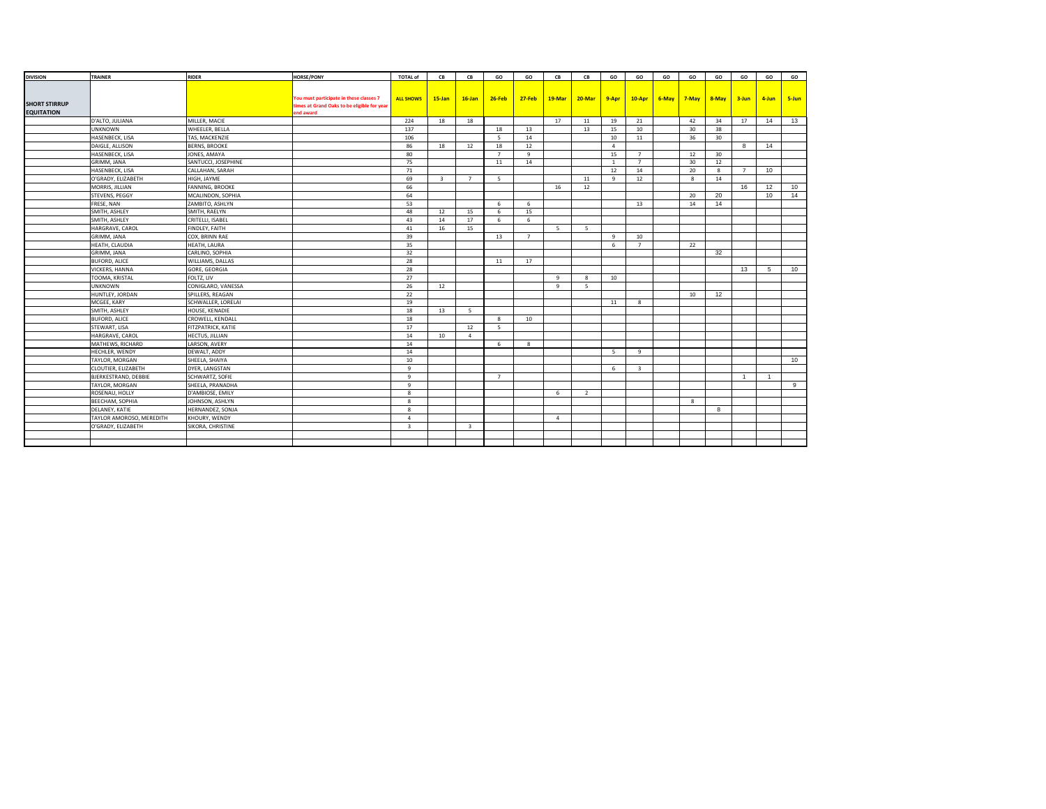| DIVISION | TRAINER | RIDER | HORSE/PONY | TOTAL of | CB | CB | GO | GO | CB | CB | GO | GO | GO | GO | GO | GO | GO | GO |
|---|---|---|---|---|---|---|---|---|---|---|---|---|---|---|---|---|---|---|
| SHORT STIRRUP EQUITATION | | | You must participate in these classes 7 times at Grand Oaks to be eligible for year end award | ALL SHOWS | 15-Jan | 16-Jan | 26-Feb | 27-Feb | 19-Mar | 20-Mar | 9-Apr | 10-Apr | 6-May | 7-May | 8-May | 3-Jun | 4-Jun | 5-Jun |
| | D'ALTO, JULIANA | MILLER, MACIE | | 224 | 18 | 18 | | | 17 | 11 | 19 | 21 | | 42 | 34 | 17 | 14 | 13 |
| | UNKNOWN | WHEELER, BELLA | | 137 | | | 18 | 13 | | 13 | 15 | 10 | | 30 | 38 | | | |
| | HASENBECK, LISA | TAS, MACKENZIE | | 106 | | | 5 | 14 | | | 10 | 11 | | 36 | 30 | | | |
| | DAIGLE, ALLISON | BERNS, BROOKE | | 86 | 18 | 12 | 18 | 12 | | | 4 | | | | | 8 | 14 | |
| | HASENBECK, LISA | JONES, AMAYA | | 80 | | | 7 | 9 | | | 15 | 7 | | 12 | 30 | | | |
| | GRIMM, JANA | SANTUCCI, JOSEPHINE | | 75 | | | 11 | 14 | | | 1 | 7 | | 30 | 12 | | | |
| | HASENBECK, LISA | CALLAHAN, SARAH | | 71 | | | | | | | 12 | 14 | | 20 | 8 | 7 | 10 | |
| | O'GRADY, ELIZABETH | HIGH, JAYME | | 69 | 3 | 7 | 5 | | | 11 | 9 | 12 | | 8 | 14 | | | |
| | MORRIS, JILLIAN | FANNING, BROOKE | | 66 | | | | | 16 | 12 | | | | | | 16 | 12 | 10 |
| | STEVENS, PEGGY | MCALINDON, SOPHIA | | 64 | | | | | | | | | | 20 | 20 | | 10 | 14 |
| | FRESE, NAN | ZAMBITO, ASHLYN | | 53 | | | 6 | 6 | | | | 13 | | 14 | 14 | | | |
| | SMITH, ASHLEY | SMITH, RAELYN | | 48 | 12 | 15 | 6 | 15 | | | | | | | | | | |
| | SMITH, ASHLEY | CRITELLI, ISABEL | | 43 | 14 | 17 | 6 | 6 | | | | | | | | | | |
| | HARGRAVE, CAROL | FINDLEY, FAITH | | 41 | 16 | 15 | | | 5 | 5 | | | | | | | | |
| | GRIMM, JANA | COX, BRINN RAE | | 39 | | | 13 | 7 | | | 9 | 10 | | | | | | |
| | HEATH, CLAUDIA | HEATH, LAURA | | 35 | | | | | | | 6 | 7 | | 22 | | | | |
| | GRIMM, JANA | CARLINO, SOPHIA | | 32 | | | | | | | | | | | 32 | | | |
| | BUFORD, ALICE | WILLIAMS, DALLAS | | 28 | | | 11 | 17 | | | | | | | | | | |
| | VICKERS, HANNA | GORE, GEORGIA | | 28 | | | | | | | | | | | | 13 | 5 | 10 |
| | TOOMA, KRISTAL | FOLTZ, LIV | | 27 | | | | | 9 | 8 | 10 | | | | | | | |
| | UNKNOWN | CONIGLARO, VANESSA | | 26 | 12 | | | | 9 | 5 | | | | | | | | |
| | HUNTLEY, JORDAN | SPILLERS, REAGAN | | 22 | | | | | | | | | | 10 | 12 | | | |
| | MCGEE, KARY | SCHWALLER, LORELAI | | 19 | | | | | | | 11 | 8 | | | | | | |
| | SMITH, ASHLEY | HOUSE, KENADIE | | 18 | 13 | 5 | | | | | | | | | | | | |
| | BUFORD, ALICE | CROWELL, KENDALL | | 18 | | | 8 | 10 | | | | | | | | | | |
| | STEWART, LISA | FITZPATRICK, KATIE | | 17 | | 12 | 5 | | | | | | | | | | | |
| | HARGRAVE, CAROL | HECTUS, JILLIAN | | 14 | 10 | 4 | | | | | | | | | | | | |
| | MATHEWS, RICHARD | LARSON, AVERY | | 14 | | | 6 | 8 | | | | | | | | | | |
| | HECHLER, WENDY | DEWALT, ADDY | | 14 | | | | | | | 5 | 9 | | | | | | |
| | TAYLOR, MORGAN | SHEELA, SHAIYA | | 10 | | | | | | | | | | | | | | 10 |
| | CLOUTIER, ELIZABETH | DYER, LANGSTAN | | 9 | | | | | | | 6 | 3 | | | | | | |
| | BJERKESTRAND, DEBBIE | SCHWARTZ, SOFIE | | 9 | | | 7 | | | | | | | | | 1 | 1 | |
| | TAYLOR, MORGAN | SHEELA, PRANADHA | | 9 | | | | | | | | | | | | | | 9 |
| | ROSENAU, HOLLY | D'AMBIOSE, EMILY | | 8 | | | | | 6 | 2 | | | | | | | | |
| | BEECHAM, SOPHIA | JOHNSON, ASHLYN | | 8 | | | | | | | | | | 8 | | | | |
| | DELANEY, KATIE | HERNANDEZ, SONJA | | 8 | | | | | | | | | | | 8 | | | |
| | TAYLOR AMOROSO, MEREDITH | KHOURY, WENDY | | 4 | | | | | 4 | | | | | | | | | |
| | O'GRADY, ELIZABETH | SIKORA, CHRISTINE | | 3 | | 3 | | | | | | | | | | | | |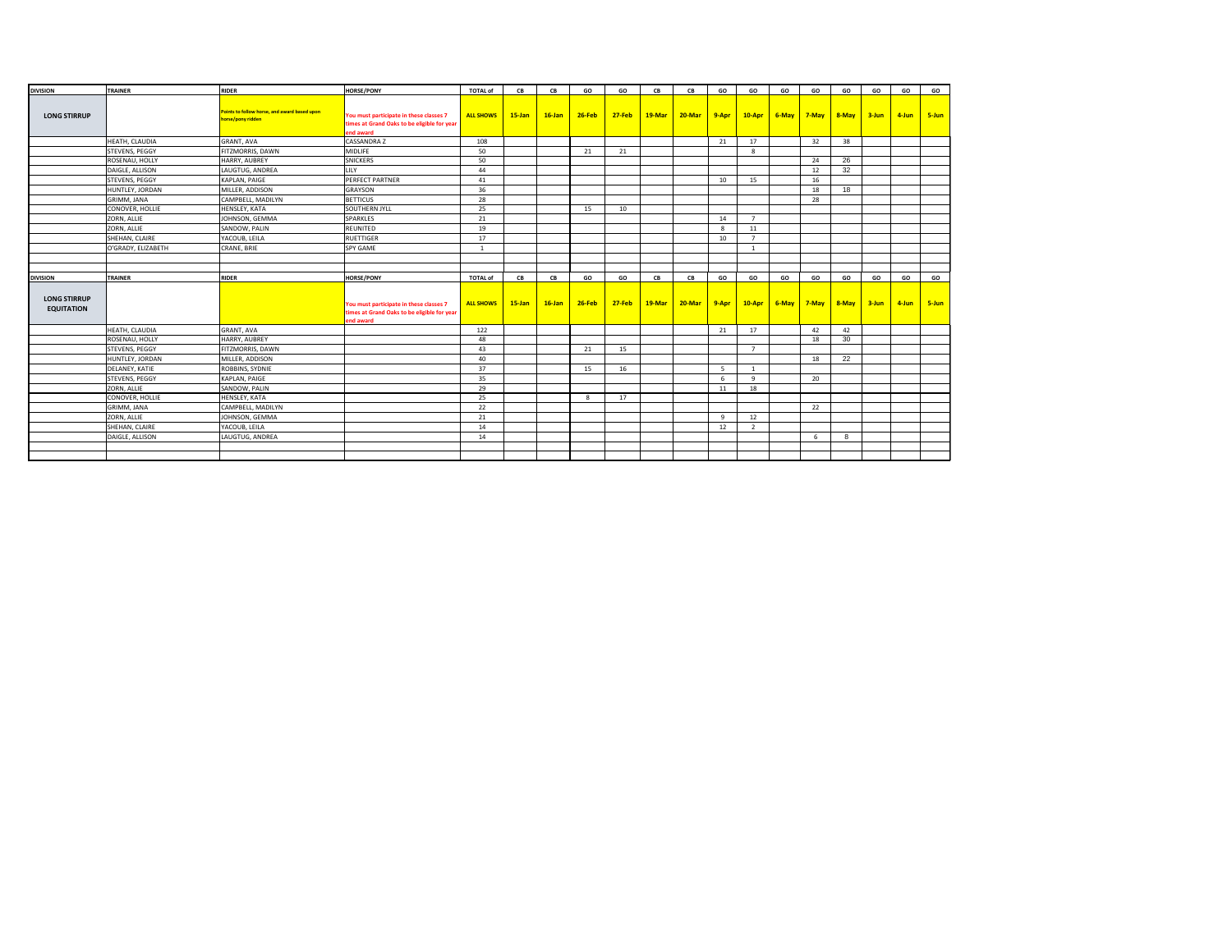| DIVISION | TRAINER | RIDER | HORSE/PONY | TOTAL of | CB | CB | GO | GO | CB | CB | GO | GO | GO | GO | GO | GO | GO | GO |
|---|---|---|---|---|---|---|---|---|---|---|---|---|---|---|---|---|---|---|
| **LONG STIRRUP** | | Points to follow horse, and award based upon horse/pony ridden | You must participate in these classes 7 times at Grand Oaks to be eligible for year end award | ALL SHOWS | 15-Jan | 16-Jan | 26-Feb | 27-Feb | 19-Mar | 20-Mar | 9-Apr | 10-Apr | 6-May | 7-May | 8-May | 3-Jun | 4-Jun | 5-Jun |
| | HEATH, CLAUDIA | GRANT, AVA | CASSANDRA Z | 108 | | | | | | | 21 | 17 | | 32 | 38 | | | |
| | STEVENS, PEGGY | FITZMORRIS, DAWN | MIDLIFE | 50 | | | 21 | 21 | | | | 8 | | | | | | |
| | ROSENAU, HOLLY | HARRY, AUBREY | SNICKERS | 50 | | | | | | | | | | 24 | 26 | | | |
| | DAIGLE, ALLISON | LAUGTUG, ANDREA | LILY | 44 | | | | | | | | | | 12 | 32 | | | |
| | STEVENS, PEGGY | KAPLAN, PAIGE | PERFECT PARTNER | 41 | | | | | | | 10 | 15 | | 16 | | | | |
| | HUNTLEY, JORDAN | MILLER, ADDISON | GRAYSON | 36 | | | | | | | | | | 18 | 18 | | | |
| | GRIMM, JANA | CAMPBELL, MADILYN | BETTICUS | 28 | | | | | | | | | | 28 | | | | |
| | CONOVER, HOLLIE | HENSLEY, KATA | SOUTHERN JYLL | 25 | | | 15 | 10 | | | | | | | | | | |
| | ZORN, ALLIE | JOHNSON, GEMMA | SPARKLES | 21 | | | | | | | 14 | 7 | | | | | | |
| | ZORN, ALLIE | SANDOW, PALIN | REUNITED | 19 | | | | | | | 8 | 11 | | | | | | |
| | SHEHAN, CLAIRE | YACOUB, LEILA | RUETTIGER | 17 | | | | | | | 10 | 7 | | | | | | |
| | O'GRADY, ELIZABETH | CRANE, BRIE | SPY GAME | 1 | | | | | | | | 1 | | | | | | |

| DIVISION | TRAINER | RIDER | HORSE/PONY | TOTAL of | CB | CB | GO | GO | CB | CB | GO | GO | GO | GO | GO | GO | GO | GO |
|---|---|---|---|---|---|---|---|---|---|---|---|---|---|---|---|---|---|---|
| **LONG STIRRUP EQUITATION** | | | You must participate in these classes 7 times at Grand Oaks to be eligible for year end award | ALL SHOWS | 15-Jan | 16-Jan | 26-Feb | 27-Feb | 19-Mar | 20-Mar | 9-Apr | 10-Apr | 6-May | 7-May | 8-May | 3-Jun | 4-Jun | 5-Jun |
| | HEATH, CLAUDIA | GRANT, AVA | | 122 | | | | | | | 21 | 17 | | 42 | 42 | | | |
| | ROSENAU, HOLLY | HARRY, AUBREY | | 48 | | | | | | | | | | 18 | 30 | | | |
| | STEVENS, PEGGY | FITZMORRIS, DAWN | | 43 | | | 21 | 15 | | | | 7 | | | | | | |
| | HUNTLEY, JORDAN | MILLER, ADDISON | | 40 | | | | | | | | | | 18 | 22 | | | |
| | DELANEY, KATIE | ROBBINS, SYDNIE | | 37 | | | 15 | 16 | | | 5 | 1 | | | | | | |
| | STEVENS, PEGGY | KAPLAN, PAIGE | | 35 | | | | | | | 6 | 9 | | 20 | | | | |
| | ZORN, ALLIE | SANDOW, PALIN | | 29 | | | | | | | 11 | 18 | | | | | | |
| | CONOVER, HOLLIE | HENSLEY, KATA | | 25 | | | 8 | 17 | | | | | | | | | | |
| | GRIMM, JANA | CAMPBELL, MADILYN | | 22 | | | | | | | | | | 22 | | | | |
| | ZORN, ALLIE | JOHNSON, GEMMA | | 21 | | | | | | | 9 | 12 | | | | | | |
| | SHEHAN, CLAIRE | YACOUB, LEILA | | 14 | | | | | | | 12 | 2 | | | | | | |
| | DAIGLE, ALLISON | LAUGTUG, ANDREA | | 14 | | | | | | | | | | 6 | 8 | | | |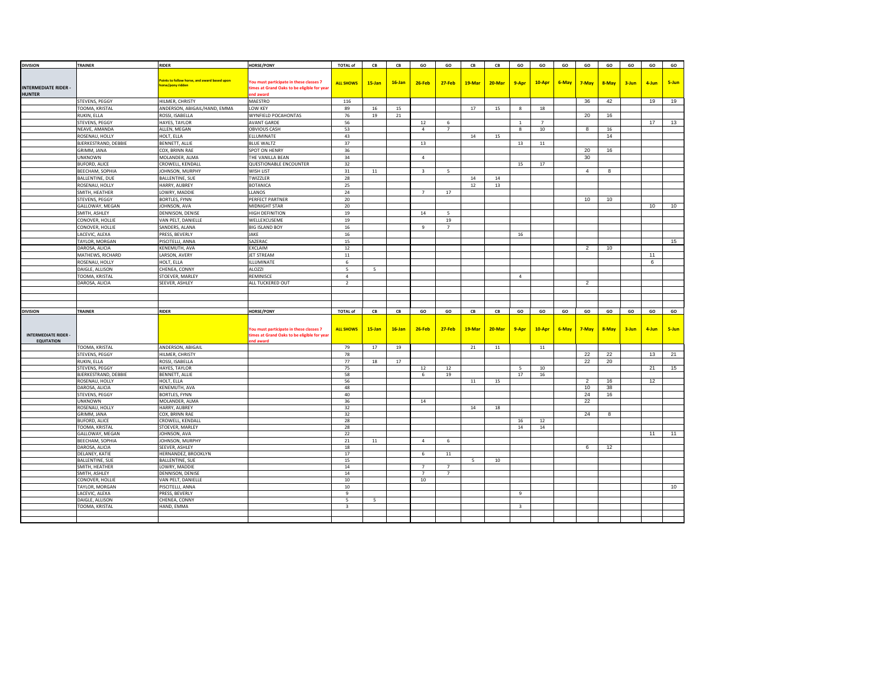| DIVISION | TRAINER | RIDER | HORSE/PONY | TOTAL of | CB | CB | GO | GO | CB | CB | GO | GO | GO | GO | GO | GO | GO | GO |
|---|---|---|---|---|---|---|---|---|---|---|---|---|---|---|---|---|---|---|
| INTERMEDIATE RIDER - HUNTER | | Points to follow horse, and award based upon horse/pony ridden | You must participate in these classes 7 times at Grand Oaks to be eligible for year end award | ALL SHOWS | 15-Jan | 16-Jan | 26-Feb | 27-Feb | 19-Mar | 20-Mar | 9-Apr | 10-Apr | 6-May | 7-May | 8-May | 3-Jun | 4-Jun | 5-Jun |
| | STEVENS, PEGGY | HILMER, CHRISTY | MAESTRO | 116 | | | | | | | | | | 36 | 42 | | 19 | 19 |
| | TOOMA, KRISTAL | ANDERSON, ABIGAIL/HAND, EMMA | LOW KEY | 89 | 16 | 15 | | | 17 | 15 | 8 | 18 | | | | | | |
| | RUKIN, ELLA | ROSSI, ISABELLA | WYNFIELD POCAHONTAS | 76 | 19 | 21 | | | | | | | | 20 | 16 | | | |
| | STEVENS, PEGGY | HAYES, TAYLOR | AVANT GARDE | 56 | | | 12 | 6 | | | 1 | 7 | | | | | 17 | 13 |
| | NEAVE, AMANDA | ALLEN, MEGAN | OBVIOUS CASH | 53 | | | 4 | 7 | | | 8 | 10 | | 8 | 16 | | | |
| | ROSENAU, HOLLY | HOLT, ELLA | ELLUMINATE | 43 | | | | | 14 | 15 | | | | | 14 | | | |
| | BJERKESTRAND, DEBBIE | BENNETT, ALLIE | BLUE WALTZ | 37 | | | 13 | | | | 13 | 11 | | | | | | |
| | GRIMM, JANA | COX, BRINN RAE | SPOT ON HENRY | 36 | | | | | | | | | | 20 | 16 | | | |
| | UNKNOWN | MOLANDER, ALMA | THE VANILLA BEAN | 34 | | | 4 | | | | | | | 30 | | | | |
| | BUFORD, ALICE | CROWELL, KENDALL | QUESTIONABLE ENCOUNTER | 32 | | | | | | | 15 | 17 | | | | | | |
| | BEECHAM, SOPHIA | JOHNSON, MURPHY | WISH LIST | 31 | 11 | | 3 | 5 | | | | | | 4 | 8 | | | |
| | BALLENTINE, DUE | BALLENTINE, SUE | TWIZZLER | 28 | | | | | 14 | 14 | | | | | | | | |
| | ROSENAU, HOLLY | HARRY, AUBREY | BOTANICA | 25 | | | | | 12 | 13 | | | | | | | | |
| | SMITH, HEATHER | LOWRY, MADDIE | LLANOS | 24 | | | 7 | 17 | | | | | | | | | | |
| | STEVENS, PEGGY | BORTLES, FYNN | PERFECT PARTNER | 20 | | | | | | | | | | 10 | 10 | | | |
| | GALLOWAY, MEGAN | JOHNSON, AVA | MIDNIGHT STAR | 20 | | | | | | | | | | | | | 10 | 10 |
| | SMITH, ASHLEY | DENNISON, DENISE | HIGH DEFINITION | 19 | | | 14 | 5 | | | | | | | | | | |
| | CONOVER, HOLLIE | VAN PELT, DANIELLE | WELLEXCUSEME | 19 | | | | 19 | | | | | | | | | | |
| | CONOVER, HOLLIE | SANDERS, ALANA | BIG ISLAND BOY | 16 | | | 9 | 7 | | | | | | | | | | |
| | LACEVIC, ALEXA | PRESS, BEVERLY | JAKE | 16 | | | | | | | 16 | | | | | | | |
| | TAYLOR, MORGAN | PISCITELLI, ANNA | SAZERAC | 15 | | | | | | | | | | | | | | 15 |
| | DAROSA, ALICIA | KENEMUTH, AVA | EXCLAIM | 12 | | | | | | | | | | 2 | 10 | | | |
| | MATHEWS, RICHARD | LARSON, AVERY | JET STREAM | 11 | | | | | | | | | | | | | 11 | |
| | ROSENAU, HOLLY | HOLT, ELLA | ILLUMINATE | 6 | | | | | | | | | | | | | 6 | |
| | DAIGLE, ALLISON | CHENEA, CONNY | ALOZZI | 5 | 5 | | | | | | | | | | | | | |
| | TOOMA, KRISTAL | STOEVER, MARLEY | REMINISCE | 4 | | | | | | | 4 | | | | | | | |
| | DAROSA, ALICIA | SEEVER, ASHLEY | ALL TUCKERED OUT | 2 | | | | | | | | | | 2 | | | | |

| DIVISION | TRAINER | RIDER | HORSE/PONY | TOTAL of | CB | CB | GO | GO | CB | CB | GO | GO | GO | GO | GO | GO | GO | GO |
|---|---|---|---|---|---|---|---|---|---|---|---|---|---|---|---|---|---|---|
| INTERMEDIATE RIDER - EQUITATION | | | You must participate in these classes 7 times at Grand Oaks to be eligible for year end award | ALL SHOWS | 15-Jan | 16-Jan | 26-Feb | 27-Feb | 19-Mar | 20-Mar | 9-Apr | 10-Apr | 6-May | 7-May | 8-May | 3-Jun | 4-Jun | 5-Jun |
| | TOOMA, KRISTAL | ANDERSON, ABIGAIL | | 79 | 17 | 19 | | | 21 | 11 | | 11 | | | | | | |
| | STEVENS, PEGGY | HILMER, CHRISTY | | 78 | | | | | | | | | | 22 | 22 | | 13 | 21 |
| | RUKIN, ELLA | ROSSI, ISABELLA | | 77 | 18 | 17 | | | | | | | | 22 | 20 | | | |
| | STEVENS, PEGGY | HAYES, TAYLOR | | 75 | | | 12 | 12 | | | 5 | 10 | | | | | 21 | 15 |
| | BJERKESTRAND, DEBBIE | BENNETT, ALLIE | | 58 | | | 6 | 19 | | | 17 | 16 | | | | | | |
| | ROSENAU, HOLLY | HOLT, ELLA | | 56 | | | | | 11 | 15 | | | | 2 | 16 | | 12 | |
| | DAROSA, ALICIA | KENEMUTH, AVA | | 48 | | | | | | | | | | 10 | 38 | | | |
| | STEVENS, PEGGY | BORTLES, FYNN | | 40 | | | | | | | | | | 24 | 16 | | | |
| | UNKNOWN | MOLANDER, ALMA | | 36 | | | 14 | | | | | | | 22 | | | | |
| | ROSENAU, HOLLY | HARRY, AUBREY | | 32 | | | | | 14 | 18 | | | | | | | | |
| | GRIMM, JANA | COX, BRINN RAE | | 32 | | | | | | | | | | 24 | 8 | | | |
| | BUFORD, ALICE | CROWELL, KENDALL | | 28 | | | | | | | 16 | 12 | | | | | | |
| | TOOMA, KRISTAL | STOEVER, MARLEY | | 28 | | | | | | | 14 | 14 | | | | | | |
| | GALLOWAY, MEGAN | JOHNSON, AVA | | 22 | | | | | | | | | | | | | 11 | 11 |
| | BEECHAM, SOPHIA | JOHNSON, MURPHY | | 21 | 11 | | 4 | 6 | | | | | | | | | | |
| | DAROSA, ALICIA | SEEVER, ASHLEY | | 18 | | | | | | | | | | 6 | 12 | | | |
| | DELANEY, KATIE | HERNANDEZ, BROOKLYN | | 17 | | | 6 | 11 | | | | | | | | | | |
| | BALLENTINE, SUE | BALLENTINE, SUE | | 15 | | | | | 5 | 10 | | | | | | | | |
| | SMITH, HEATHER | LOWRY, MADDIE | | 14 | | | 7 | 7 | | | | | | | | | | |
| | SMITH, ASHLEY | DENNISON, DENISE | | 14 | | | 7 | 7 | | | | | | | | | | |
| | CONOVER, HOLLIE | VAN PELT, DANIELLE | | 10 | | | 10 | | | | | | | | | | | |
| | TAYLOR, MORGAN | PISCITELLI, ANNA | | 10 | | | | | | | | | | | | | | 10 |
| | LACEVIC, ALEXA | PRESS, BEVERLY | | 9 | | | | | | | 9 | | | | | | | |
| | DAIGLE, ALLISON | CHENEA, CONNY | | 5 | 5 | | | | | | | | | | | | | |
| | TOOMA, KRISTAL | HAND, EMMA | | 3 | | | | | | | 3 | | | | | | | |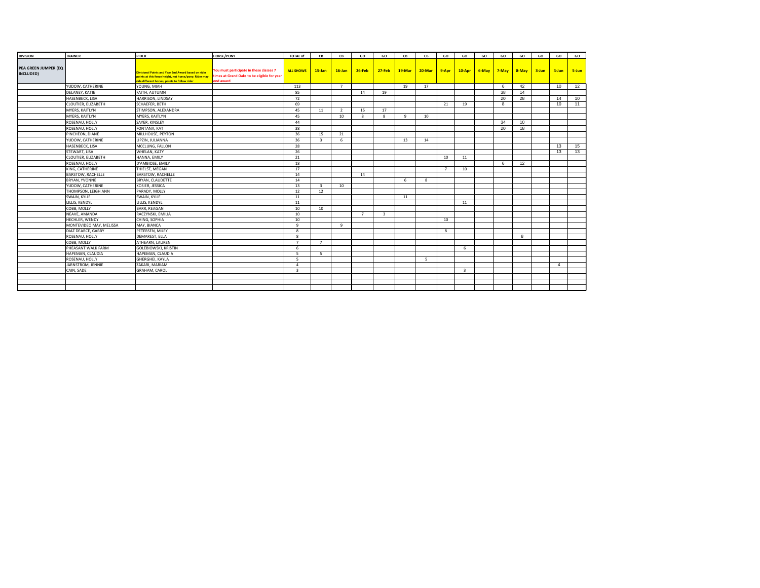| DIVISION | TRAINER | RIDER | HORSE/PONY | TOTAL of | CB | CB | GO | GO | CB | CB | GO | GO | GO | GO | GO | GO | GO | GO |
|---|---|---|---|---|---|---|---|---|---|---|---|---|---|---|---|---|---|---|
| PEA GREEN JUMPER (EQ INCLUDED) | | Divisional Points and Year End Award based on rider points at this fence height, not horse/pony. Rider may ride different horses, points to follow rider | You must participate in these classes 7 times at Grand Oaks to be eligible for year end award | ALL SHOWS | 15-Jan | 16-Jan | 26-Feb | 27-Feb | 19-Mar | 20-Mar | 9-Apr | 10-Apr | 6-May | 7-May | 8-May | 3-Jun | 4-Jun | 5-Jun |
| | YUDOW, CATHERINE | YOUNG, MIAH | | 113 | | 7 | | | 19 | 17 | | | | 6 | 42 | | 10 | 12 |
| | DELANEY, KATIE | FAITH, AUTUMN | | 85 | | | 14 | 19 | | | | | | 38 | 14 | | | |
| | HASENBECK, LISA | HARRISON, LINDSAY | | 72 | | | | | | | | | | 20 | 28 | | 14 | 10 |
| | CLOUTIER, ELIZABETH | SCHAEFER, BETH | | 69 | | | | | | | 21 | 19 | | 8 | | | 10 | 11 |
| | MYERS, KAITLYN | STIMPSON, ALEXANDRA | | 45 | 11 | 2 | 15 | 17 | | | | | | | | | | |
| | MYERS, KAITLYN | MYERS, KAITLYN | | 45 | | 10 | 8 | 8 | 9 | 10 | | | | | | | | |
| | ROSENAU, HOLLY | SAYER, KINSLEY | | 44 | | | | | | | | | | 34 | 10 | | | |
| | ROSENAU, HOLLY | FONTANA, KAT | | 38 | | | | | | | | | | 20 | 18 | | | |
| | PINCHEON, DIANE | MILLHOUSE, PEYTON | | 36 | 15 | 21 | | | | | | | | | | | | |
| | YUDOW, CATHERINE | LIPZIN, JULIANNA | | 36 | 3 | 6 | | | 13 | 14 | | | | | | | | |
| | HASENBECK, LISA | MCCLUNG, FALLON | | 28 | | | | | | | | | | | | | 13 | 15 |
| | STEWART, LISA | WHELAN, KATY | | 26 | | | | | | | | | | | | | 13 | 13 |
| | CLOUTIER, ELIZABETH | HANNA, EMILY | | 21 | | | | | | | 10 | 11 | | | | | | |
| | ROSENAU, HOLLY | D'AMBIOSE, EMILY | | 18 | | | | | | | | | | 6 | 12 | | | |
| | KING, CATHERINE | THIELST, MEGAN | | 17 | | | | | | | 7 | 10 | | | | | | |
| | BARSTOW, RACHELLE | BARSTOW, RACHELLE | | 14 | | | 14 | | | | | | | | | | | |
| | BRYAN, YVONNE | BRYAN, CLAUDETTE | | 14 | | | | | 6 | 8 | | | | | | | | |
| | YUDOW, CATHERINE | KOSIER, JESSICA | | 13 | 3 | 10 | | | | | | | | | | | | |
| | THOMPSON, LEIGH ANN | PARADY, MOLLY | | 12 | 12 | | | | | | | | | | | | | |
| | SWAIN, KYLIE | SWAIN, KYLIE | | 11 | | | | | 11 | | | | | | | | | |
| | LILLIS, KENDYL | LILLIS, KENDYL | | 11 | | | | | | | | 11 | | | | | | |
| | COBB, MOLLY | BARR, REAGAN | | 10 | 10 | | | | | | | | | | | | | |
| | NEAVE, AMANDA | RACZYNSKI, EMILIA | | 10 | | | 7 | 3 | | | | | | | | | | |
| | HECHLER, WENDY | CHING, SOPHIA | | 10 | | | | | | | 10 | | | | | | | |
| | MONTEVIDEO MAY, MELISSA | MAY, BIANCA | | 9 | | 9 | | | | | | | | | | | | |
| | DIAZ DEARCE, GABBY | PETERSEN, MILEY | | 8 | | | | | | | 8 | | | | | | | |
| | ROSENAU, HOLLY | DEMAREST, ELLA | | 8 | | | | | | | | | | | 8 | | | |
| | COBB, MOLLY | ATHEARN, LAUREN | | 7 | 7 | | | | | | | | | | | | | |
| | PHEASANT WALK FARM | GOLEBIOWSKI, KRISTIN | | 6 | | | | | | | | 6 | | | | | | |
| | HAPEMAN, CLAUDIA | HAPEMAN, CLAUDIA | | 5 | 5 | | | | | | | | | | | | | |
| | ROSENAU, HOLLY | GHERGHEI, KAYLA | | 5 | | | | | | 5 | | | | | | | | |
| | JARNSTROM, JENNIE | ZAKARI, MARIAM | | 4 | | | | | | | | | | | | | 4 | |
| | CAIN, SADE | GRAHAM, CAROL | | 3 | | | | | | | | 3 | | | | | | |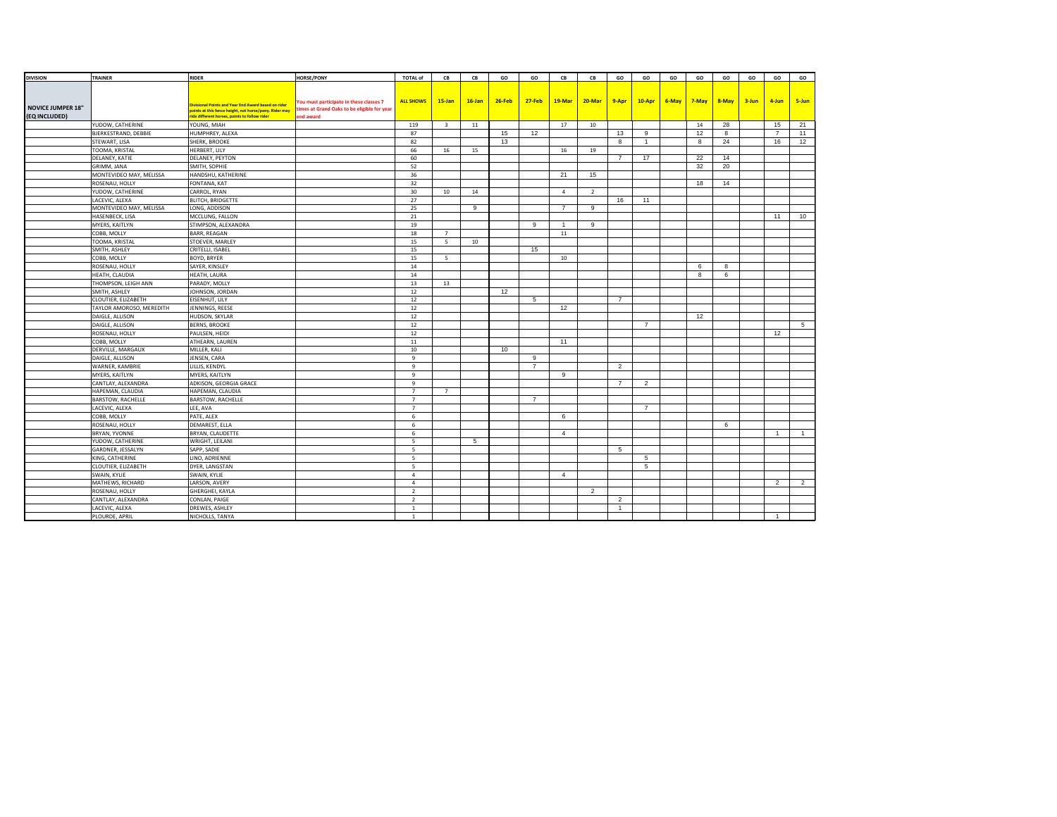| DIVISION | TRAINER | RIDER | HORSE/PONY | TOTAL of | CB | CB | GO | GO | CB | CB | GO | GO | GO | GO | GO | GO | GO | GO |
|---|---|---|---|---|---|---|---|---|---|---|---|---|---|---|---|---|---|---|
| NOVICE JUMPER 18" (EQ INCLUDED) | | Divisional Points and Year End Award based on rider points at this fence height, not horse/pony. Rider may ride different horses, points to follow rider | You must participate in these classes 7 times at Grand Oaks to be eligible for year end award | ALL SHOWS | 15-Jan | 16-Jan | 26-Feb | 27-Feb | 19-Mar | 20-Mar | 9-Apr | 10-Apr | 6-May | 7-May | 8-May | 3-Jun | 4-Jun | 5-Jun |
| | YUDOW, CATHERINE | YOUNG, MIAH | | 119 | 3 | 11 | | | 17 | 10 | | | | 14 | 28 | | 15 | 21 |
| | BJERKESTRAND, DEBBIE | HUMPHREY, ALEXA | | 87 | | | 15 | 12 | | | 13 | 9 | | 12 | 8 | | 7 | 11 |
| | STEWART, LISA | SHERK, BROOKE | | 82 | | | 13 | | | | 8 | 1 | | 8 | 24 | | 16 | 12 |
| | TOOMA, KRISTAL | HERBERT, LILY | | 66 | 16 | 15 | | | 16 | 19 | | | | | | | | |
| | DELANEY, KATIE | DELANEY, PEYTON | | 60 | | | | | | | 7 | 17 | | 22 | 14 | | | |
| | GRIMM, JANA | SMITH, SOPHIE | | 52 | | | | | | | | | | 32 | 20 | | | |
| | MONTEVIDEO MAY, MELISSA | HANDSHU, KATHERINE | | 36 | | | | | 21 | 15 | | | | | | | | |
| | ROSENAU, HOLLY | FONTANA, KAT | | 32 | | | | | | | | | | 18 | 14 | | | |
| | YUDOW, CATHERINE | CARROL, RYAN | | 30 | 10 | 14 | | | 4 | 2 | | | | | | | | |
| | LACEVIC, ALEXA | BLITCH, BRIDGETTE | | 27 | | | | | | | 16 | 11 | | | | | | |
| | MONTEVIDEO MAY, MELISSA | LONG, ADDISON | | 25 | | 9 | | | 7 | 9 | | | | | | | | |
| | HASENBECK, LISA | MCCLUNG, FALLON | | 21 | | | | | | | | | | | | | 11 | 10 |
| | MYERS, KAITLYN | STIMPSON, ALEXANDRA | | 19 | | | | 9 | 1 | 9 | | | | | | | | |
| | COBB, MOLLY | BARR, REAGAN | | 18 | 7 | | | | 11 | | | | | | | | | |
| | TOOMA, KRISTAL | STOEVER, MARLEY | | 15 | 5 | 10 | | | | | | | | | | | | |
| | SMITH, ASHLEY | CRITELLI, ISABEL | | 15 | | | | 15 | | | | | | | | | | |
| | COBB, MOLLY | BOYD, BRYER | | 15 | 5 | | | | 10 | | | | | | | | | |
| | ROSENAU, HOLLY | SAYER, KINSLEY | | 14 | | | | | | | | | | 6 | 8 | | | |
| | HEATH, CLAUDIA | HEATH, LAURA | | 14 | | | | | | | | | | 8 | 6 | | | |
| | THOMPSON, LEIGH ANN | PARADY, MOLLY | | 13 | 13 | | | | | | | | | | | | | |
| | SMITH, ASHLEY | JOHNSON, JORDAN | | 12 | | | 12 | | | | | | | | | | | |
| | CLOUTIER, ELIZABETH | EISENHUT, LILY | | 12 | | | | 5 | | | 7 | | | | | | | |
| | TAYLOR AMOROSO, MEREDITH | JENNINGS, REESE | | 12 | | | | | 12 | | | | | | | | | |
| | DAIGLE, ALLISON | HUDSON, SKYLAR | | 12 | | | | | | | | | | 12 | | | | |
| | DAIGLE, ALLISON | BERNS, BROOKE | | 12 | | | | | | | | 7 | | | | | | 5 |
| | ROSENAU, HOLLY | PAULSEN, HEIDI | | 12 | | | | | | | | | | | | | 12 | |
| | COBB, MOLLY | ATHEARN, LAUREN | | 11 | | | | | 11 | | | | | | | | | |
| | DERVILLE, MARGAUX | MILLER, KALI | | 10 | | | 10 | | | | | | | | | | | |
| | DAIGLE, ALLISON | JENSEN, CARA | | 9 | | | | 9 | | | | | | | | | | |
| | WARNER, KAMBRIE | LILLIS, KENDYL | | 9 | | | | 7 | | | 2 | | | | | | | |
| | MYERS, KAITLYN | MYERS, KAITLYN | | 9 | | | | | 9 | | | | | | | | | |
| | CANTLAY, ALEXANDRA | ADKISON, GEORGIA GRACE | | 9 | | | | | | | 7 | 2 | | | | | | |
| | HAPEMAN, CLAUDIA | HAPEMAN, CLAUDIA | | 7 | 7 | | | | | | | | | | | | | |
| | BARSTOW, RACHELLE | BARSTOW, RACHELLE | | 7 | | | | 7 | | | | | | | | | | |
| | LACEVIC, ALEXA | LEE, AVA | | 7 | | | | | | | | 7 | | | | | | |
| | COBB, MOLLY | PATE, ALEX | | 6 | | | | | 6 | | | | | | | | | |
| | ROSENAU, HOLLY | DEMAREST, ELLA | | 6 | | | | | | | | | | | 6 | | | |
| | BRYAN, YVONNE | BRYAN, CLAUDETTE | | 6 | | | | | 4 | | | | | | | | 1 | 1 |
| | YUDOW, CATHERINE | WRIGHT, LEILANI | | 5 | | 5 | | | | | | | | | | | | |
| | GARDNER, JESSALYN | SAPP, SADIE | | 5 | | | | | | | 5 | | | | | | | |
| | KING, CATHERINE | LINO, ADRIENNE | | 5 | | | | | | | | 5 | | | | | | |
| | CLOUTIER, ELIZABETH | DYER, LANGSTAN | | 5 | | | | | | | | 5 | | | | | | |
| | SWAIN, KYLIE | SWAIN, KYLIE | | 4 | | | | | 4 | | | | | | | | | |
| | MATHEWS, RICHARD | LARSON, AVERY | | 4 | | | | | | | | | | | | | 2 | 2 |
| | ROSENAU, HOLLY | GHERGHEI, KAYLA | | 2 | | | | | | 2 | | | | | | | | |
| | CANTLAY, ALEXANDRA | CONLAN, PAIGE | | 2 | | | | | | | 2 | | | | | | | |
| | LACEVIC, ALEXA | DREWES, ASHLEY | | 1 | | | | | | | 1 | | | | | | | |
| | PLOURDE, APRIL | NICHOLLS, TANYA | | 1 | | | | | | | | | | | | | 1 | |